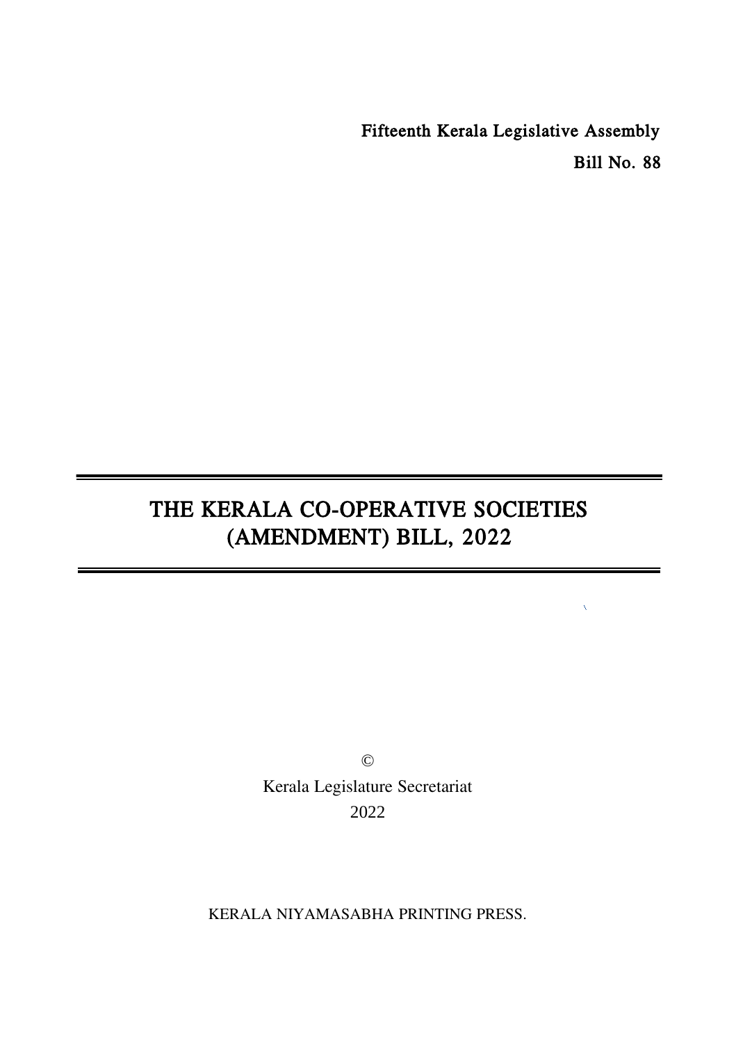**Fifteenth Kerala Legislative Assembly**

**Bill No. 88**

---

# THE KERALA CO-OPERATIVE SOCIETIES (AMENDMENT) BILL, 2022

---

©

Kerala Legislature Secretariat

2022

KERALA NIYAMASABHA PRINTING PRESS.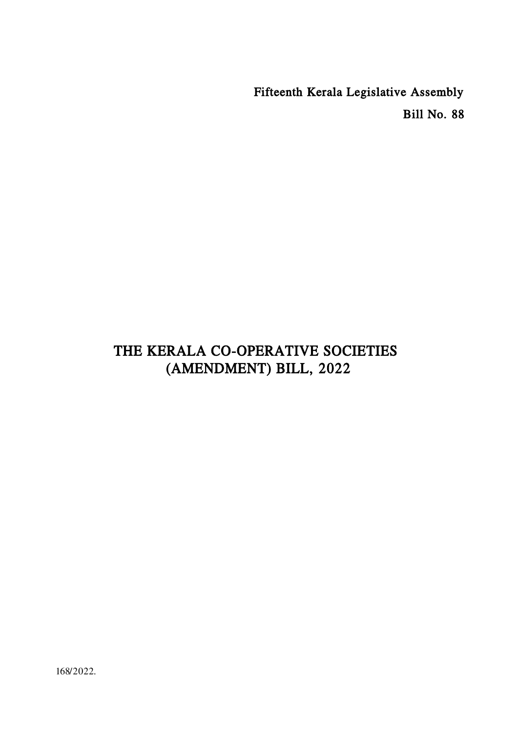Fifteenth Kerala Legislative Assembly

Bill No. 88

# THE KERALA CO-OPERATIVE SOCIETIES (AMENDMENT) BILL, 2022

168/2022.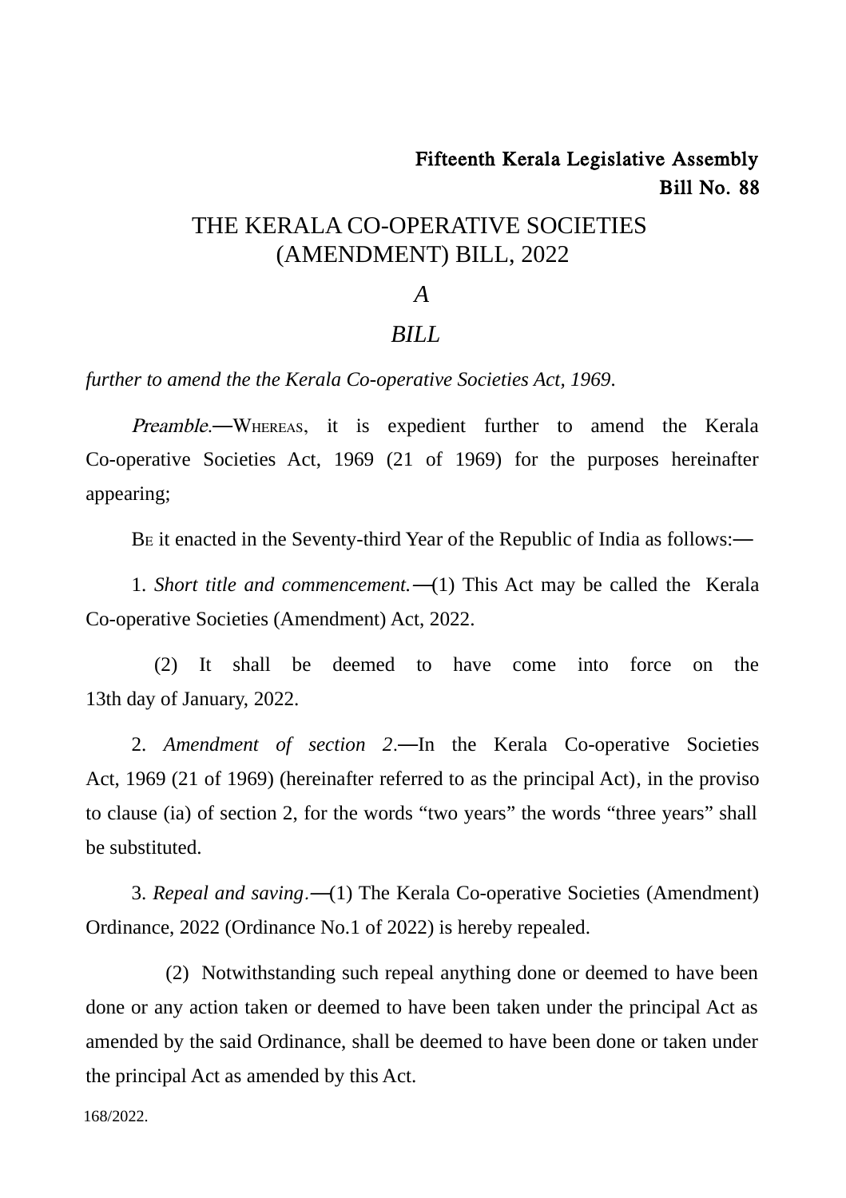**Fifteenth Kerala Legislative Assembly**
**Bill No. 88**

# THE KERALA CO-OPERATIVE SOCIETIES (AMENDMENT) BILL, 2022

*A*

*BILL*

*further to amend the the Kerala Co-operative Societies Act, 1969*.

*Preamble*.—WHEREAS, it is expedient further to amend the Kerala Co-operative Societies Act, 1969 (21 of 1969) for the purposes hereinafter appearing;

BE it enacted in the Seventy-third Year of the Republic of India as follows:—

1. *Short title and commencement.*—(1) This Act may be called the Kerala Co-operative Societies (Amendment) Act, 2022.

(2) It shall be deemed to have come into force on the 13th day of January, 2022.

2. *Amendment of section 2*.—In the Kerala Co-operative Societies Act, 1969 (21 of 1969) (hereinafter referred to as the principal Act), in the proviso to clause (ia) of section 2, for the words "two years" the words "three years" shall be substituted.

3. *Repeal and saving*.—(1) The Kerala Co-operative Societies (Amendment) Ordinance, 2022 (Ordinance No.1 of 2022) is hereby repealed.

(2) Notwithstanding such repeal anything done or deemed to have been done or any action taken or deemed to have been taken under the principal Act as amended by the said Ordinance, shall be deemed to have been done or taken under the principal Act as amended by this Act.

168/2022.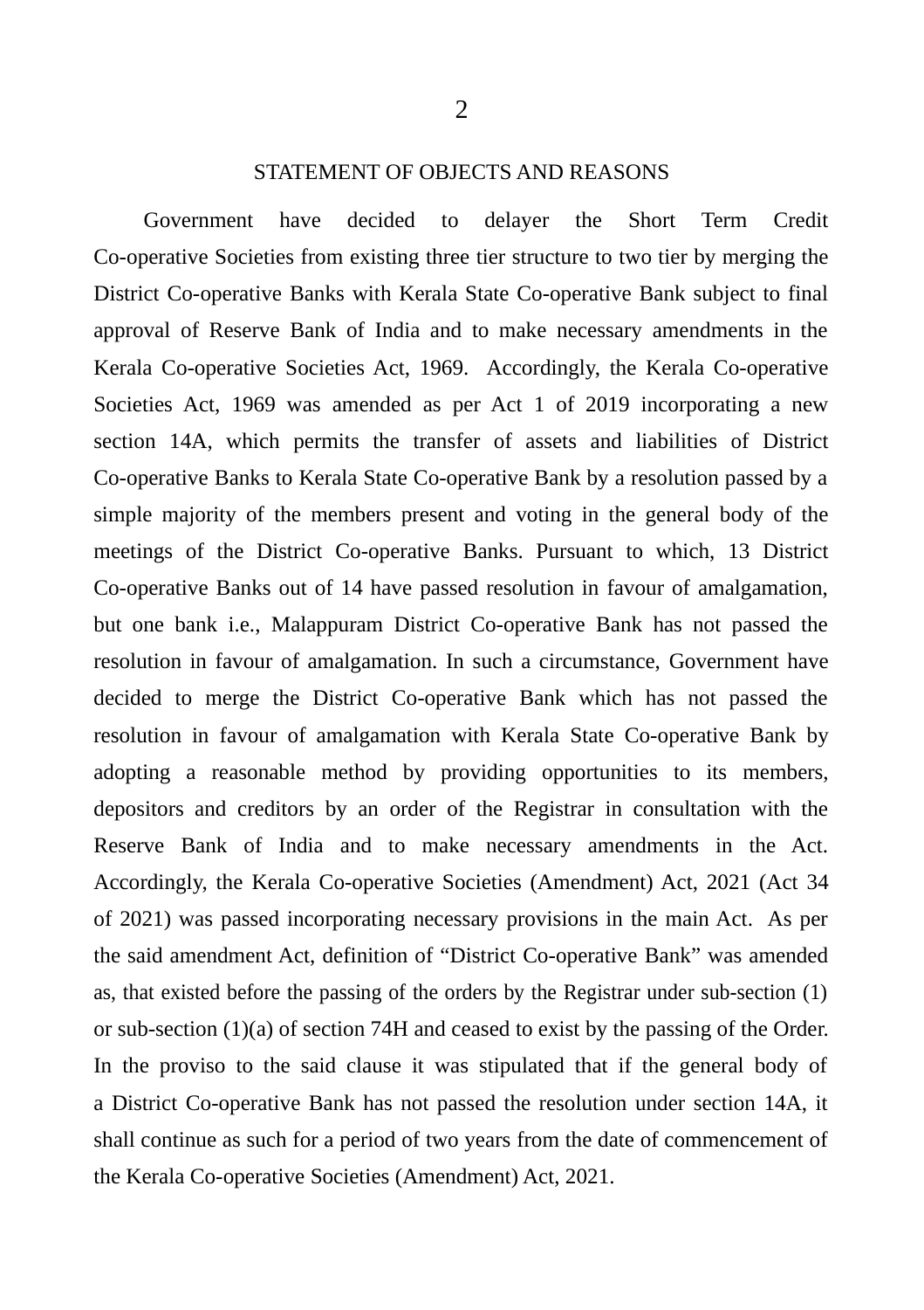## STATEMENT OF OBJECTS AND REASONS

Government have decided to delayer the Short Term Credit Co-operative Societies from existing three tier structure to two tier by merging the District Co-operative Banks with Kerala State Co-operative Bank subject to final approval of Reserve Bank of India and to make necessary amendments in the Kerala Co-operative Societies Act, 1969. Accordingly, the Kerala Co-operative Societies Act, 1969 was amended as per Act 1 of 2019 incorporating a new section 14A, which permits the transfer of assets and liabilities of District Co-operative Banks to Kerala State Co-operative Bank by a resolution passed by a simple majority of the members present and voting in the general body of the meetings of the District Co-operative Banks. Pursuant to which, 13 District Co-operative Banks out of 14 have passed resolution in favour of amalgamation, but one bank i.e., Malappuram District Co-operative Bank has not passed the resolution in favour of amalgamation. In such a circumstance, Government have decided to merge the District Co-operative Bank which has not passed the resolution in favour of amalgamation with Kerala State Co-operative Bank by adopting a reasonable method by providing opportunities to its members, depositors and creditors by an order of the Registrar in consultation with the Reserve Bank of India and to make necessary amendments in the Act. Accordingly, the Kerala Co-operative Societies (Amendment) Act, 2021 (Act 34 of 2021) was passed incorporating necessary provisions in the main Act. As per the said amendment Act, definition of "District Co-operative Bank" was amended as, that existed before the passing of the orders by the Registrar under sub-section (1) or sub-section (1)(a) of section 74H and ceased to exist by the passing of the Order. In the proviso to the said clause it was stipulated that if the general body of a District Co-operative Bank has not passed the resolution under section 14A, it shall continue as such for a period of two years from the date of commencement of the Kerala Co-operative Societies (Amendment) Act, 2021.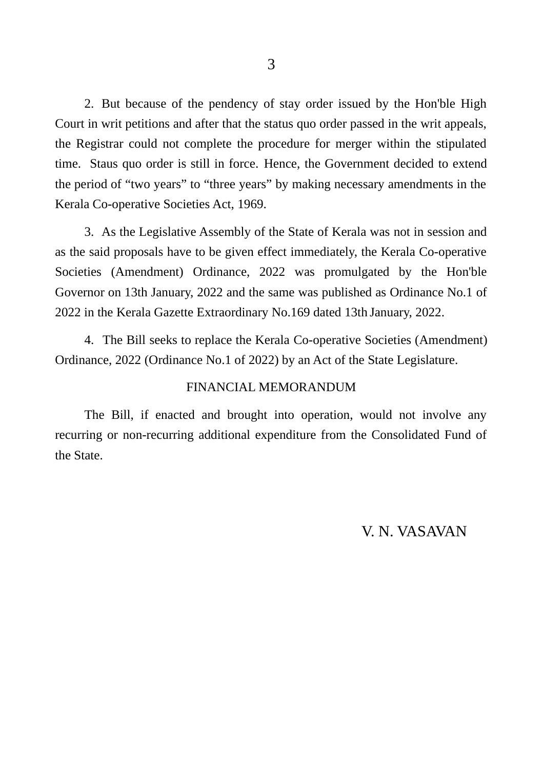2. But because of the pendency of stay order issued by the Hon'ble High Court in writ petitions and after that the status quo order passed in the writ appeals, the Registrar could not complete the procedure for merger within the stipulated time. Staus quo order is still in force. Hence, the Government decided to extend the period of "two years" to "three years" by making necessary amendments in the Kerala Co-operative Societies Act, 1969.

3. As the Legislative Assembly of the State of Kerala was not in session and as the said proposals have to be given effect immediately, the Kerala Co-operative Societies (Amendment) Ordinance, 2022 was promulgated by the Hon'ble Governor on 13th January, 2022 and the same was published as Ordinance No.1 of 2022 in the Kerala Gazette Extraordinary No.169 dated 13th January, 2022.

4. The Bill seeks to replace the Kerala Co-operative Societies (Amendment) Ordinance, 2022 (Ordinance No.1 of 2022) by an Act of the State Legislature.

## FINANCIAL MEMORANDUM

The Bill, if enacted and brought into operation, would not involve any recurring or non-recurring additional expenditure from the Consolidated Fund of the State.

V. N. VASAVAN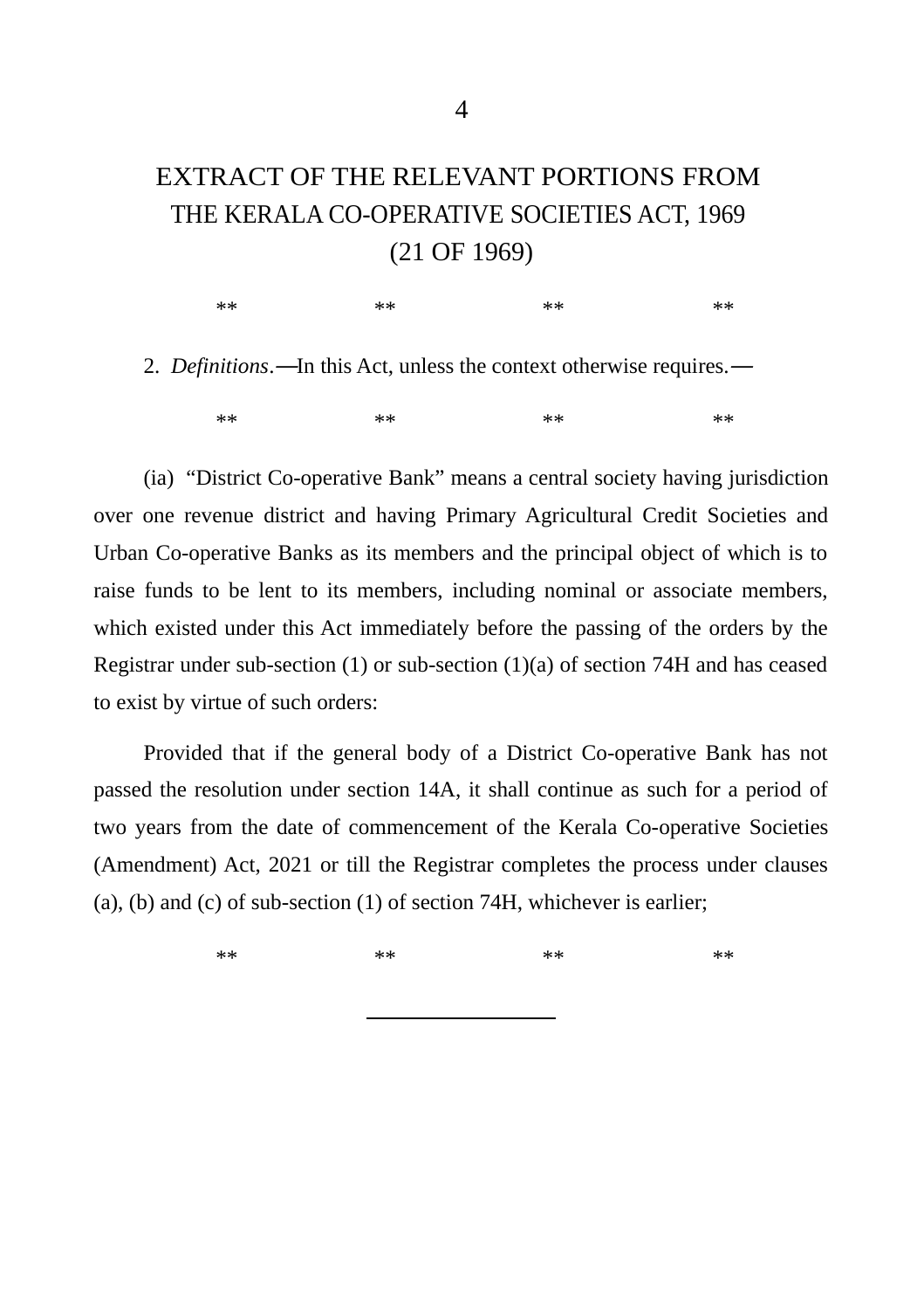# EXTRACT OF THE RELEVANT PORTIONS FROM THE KERALA CO-OPERATIVE SOCIETIES ACT, 1969 (21 OF 1969)

** ** ** **

2. *Definitions*.—In this Act, unless the context otherwise requires.—

** ** ** **

(ia) "District Co-operative Bank" means a central society having jurisdiction over one revenue district and having Primary Agricultural Credit Societies and Urban Co-operative Banks as its members and the principal object of which is to raise funds to be lent to its members, including nominal or associate members, which existed under this Act immediately before the passing of the orders by the Registrar under sub-section (1) or sub-section (1)(a) of section 74H and has ceased to exist by virtue of such orders:

Provided that if the general body of a District Co-operative Bank has not passed the resolution under section 14A, it shall continue as such for a period of two years from the date of commencement of the Kerala Co-operative Societies (Amendment) Act, 2021 or till the Registrar completes the process under clauses (a), (b) and (c) of sub-section (1) of section 74H, whichever is earlier;

** ** ** **